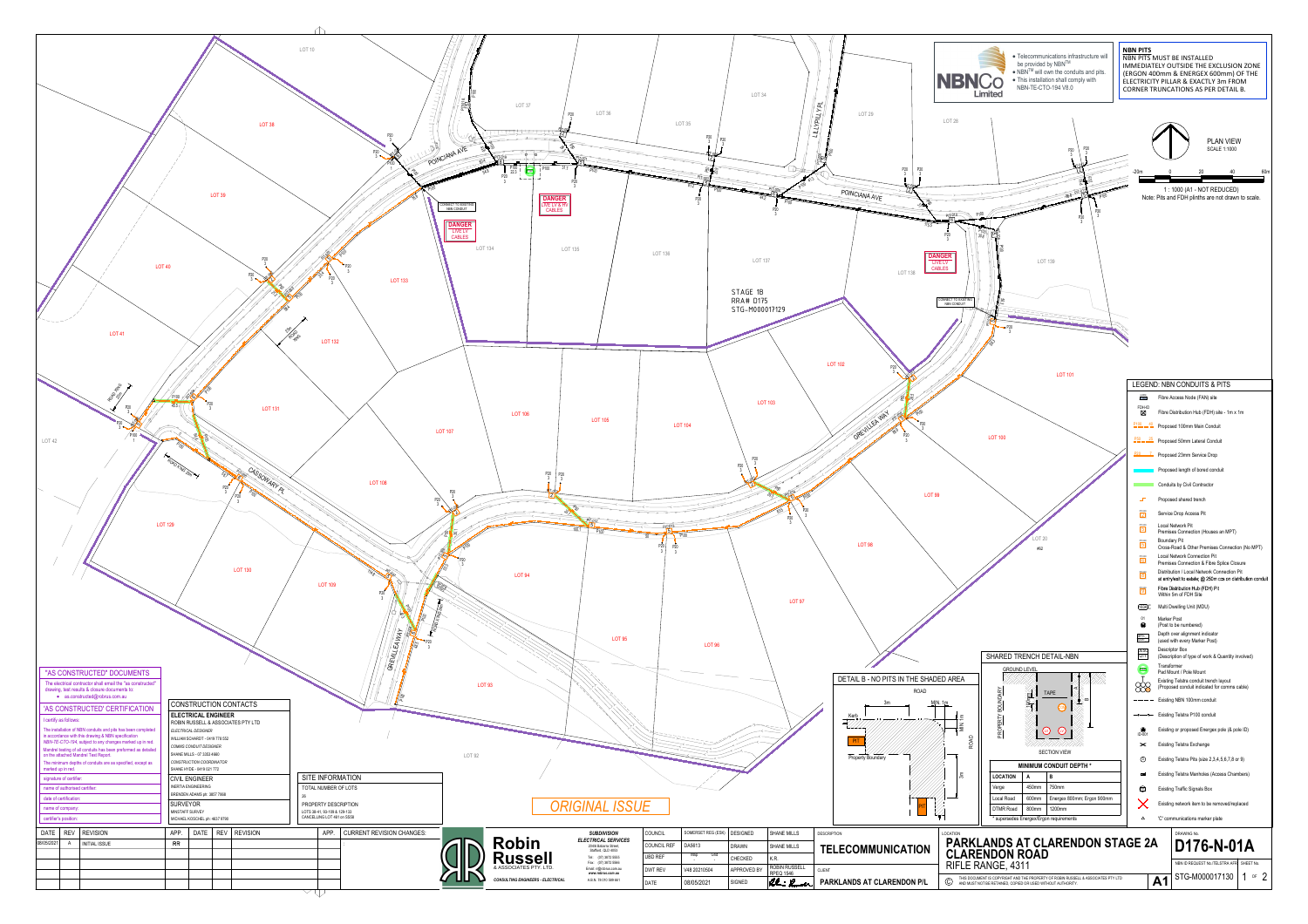## NBN PITS

NBN PITS MUST BE INSTALLED IMMEDIATELY OUTSIDE THE EXCLUSION ZONE (ERGON 400mm & ENERGEX 600mm) OF THE ELECTRICITY PILLAR & EXACTLY 3m FROM CORNER TRUNCATIONS AS PER DETAIL B.

- Telecommunications infrastructure will be provided by NBN™
- NBN™ will own the conduits and pits.
- This installation shall comply with NBN-TE-CTO-194 V8.0

PLAN VIEW
SCALE 1:1000

1 : 1000 (A1 - NOT REDUCED)
Note: Pits and FDH plinths are not drawn to scale.

STAGE 1B
RRA# D175
STG-M000017129

DANGER
LIVE LV & HV CABLES

DANGER
LIVE LV CABLES

## LEGEND: NBN CONDUITS & PITS

- Fibre Access Node (FAN) site
- Fibre Distribution Hub (FDH) site - 1m x 1m
- Proposed 100mm Main Conduit
- Proposed 50mm Lateral Conduit
- Proposed 23mm Service Drop
- Proposed length of bored conduit
- Conduits by Civil Contractor
- Proposed shared trench
- Service Drop Access Pit
- Local Network Pit: Premises Connection (Houses an MPT)
- Boundary Pit: Cross-Road & Other Premises Connection (No MPT)
- Local Network Connection Pit: Premises Connection & Fibre Splice Closure
- Distribution / Local Network Connection Pit: at entry/exit to estate; @ 250m cca on distribution conduit
- Fibre Distribution Hub (FDH) Pit: Within 5m of FDH Site
- Multi Dwelling Unit (MDU)
- Marker Post (Post to be numbered)
- Depth over alignment indicator (used with every Marker Post)
- Descriptor Box (Description of type of work & Quantity involved)
- Transformer: Pad Mount / Pole Mount
- Existing Telstra conduit trench layout (Proposed conduit indicated for comms cable)
- Existing NBN 100mm conduit
- Existing Telstra P100 conduit
- Existing or proposed Energex pole (& pole ID)
- Existing Telstra Exchange
- Existing Telstra Pits (size 2,3,4,5,6,7,8 or 9)
- Existing Telstra Manholes (Access Chambers)
- Existing Traffic Signals Box
- Existing network item to be removed/replaced
- 'C' communications marker plate

## SHARED TRENCH DETAIL-NBN

GROUND LEVEL — PROPERTY BOUNDARY — TAPE — SECTION VIEW

| MINIMUM CONDUIT DEPTH * | | |
|---|---|---|
| LOCATION | A | B |
| Verge | 450mm | 750mm |
| Local Road | 600mm | Energex 800mm; Ergon 600mm |
| DTMR Road | 800mm | 1200mm |

\* supersedes Energex/Ergon requirements

## DETAIL B - NO PITS IN THE SHADED AREA

ROAD — Kerb — 3m — MIN. 1m — Property Boundary

## "AS CONSTRUCTED" DOCUMENTS

The electrical contractor shall email the "as constructed" drawing, test results & closure documents to:
- as.constructed@rrbnaus.com.au

## 'AS CONSTRUCTED' CERTIFICATION

I certify as follows:

The installation of NBN conduits and pits has been completed in accordance with this drawing & NBN specification NBN-TE-CTO-194, subject to any changes marked up in red.

Mandrel testing of all conduits has been preformed as detailed on the attached Mandrel Test Report.

The minimum depths of conduits are as specified, except as marked up in red.

signature of certifier:
name of authorised certifier:
date of certification:
name of company:
certifier's position:

## CONSTRUCTION CONTACTS

**ELECTRICAL ENGINEER**
ROBIN RUSSELL & ASSOCIATES PTY LTD
ELECTRICAL DESIGNER
WILLIAM SCHARDT - 0416 778 052
COMMS CONDUIT DESIGNER
SHANE MILLS - 07 3353 4660
CONSTRUCTION COORDINATOR
SHANE HYDE - 0418 021 772

**CIVIL ENGINEER**
INERTIA ENGINEERING
BRENDON ADAMS ph: 3857 7868

**SURVEYOR**
MINSTAFF SURVEY
MICHAEL KOSCHEL ph: 4637 9766

## SITE INFORMATION

TOTAL NUMBER OF LOTS
36

PROPERTY DESCRIPTION
LOTS 38-41, 93-109 & 129-139
CANCELLING LOT 4611 on SP...

ORIGINAL ISSUE

| DATE | REV | REVISION | APP. | DATE | REV | REVISION | APP. | CURRENT REVISION CHANGES: |
|---|---|---|---|---|---|---|---|---|
| 08/05/2021 | A | INITIAL ISSUE | RR | | | | | |

**Robin Russell & Associates Pty. Ltd.**
CONSULTING ENGINEERS - ELECTRICAL
SUBDIVISION ELECTRICAL SERVICES

| | | | |
|---|---|---|---|
| COUNCIL | SOMERSET REG (ESK) | DESIGNED | SHANE MILLS |
| COUNCIL REF | DA5613 | DRAWN | SHANE MILLS |
| UBD REF | | CHECKED | K.R. |
| DWT REV | V48 20210504 | APPROVED BY | ROBIN RUSSELL RPEQ 1546 |
| DATE | 08/05/2021 | SIGNED | |

DESCRIPTION: **TELECOMMUNICATION**

CLIENT: **PARKLANDS AT CLARENDON P/L**

LOCATION: **PARKLANDS AT CLARENDON STAGE 2A CLARENDON ROAD**
RIFLE RANGE, 4311

THIS DOCUMENT IS COPYRIGHT AND THE PROPERTY OF ROBIN RUSSELL & ASSOCIATES PTY LTD AND MUST NOT BE RETAINED, COPIED OR USED WITHOUT AUTHORITY.

DRAWING No. **D176-N-01A**
NBN ID REQUEST No./TELSTRA ATR: STG-M000017130
SHEET No. 1 OF 2
A1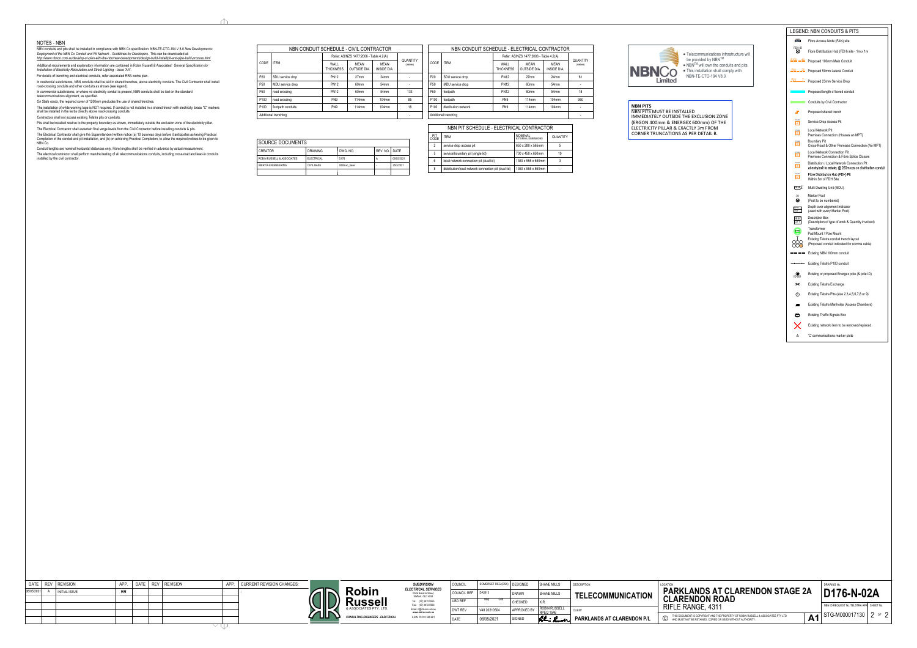## NOTES - NBN

NBN conduits and pits shall be installed in compliance with NBN Co specification: NBN-TE-CTO-194 V 8.0 *New Developments: Deployment of the NBN Co Conduit and Pit Network - Guidelines for Developers*. This can be downloaded at: *http://www.nbnco.com.au/develop-or-plan-with-the-nbn/new-developments/design-build-install/pit-and-pipe-build-process.html*

Additional requirements and explanatory information are contained in Robin Russell & Associates' *General Specification for Installation of Electricity Reticulation and Street Lighting - Issue 'AA'*.

For details of trenching and electrical conduits, refer associated RRA works plan.

In residential subdivisions, NBN conduits shall be laid in shared trenches, above electricity conduits. The Civil Contractor shall install road-crossing conduits and other conduits as shown (see legend).

In commercial subdivisions, or where no electricity conduit is present, NBN conduits shall be laid on the standard telecommunications alignment, as specified.

On State roads, the required cover of 1200mm precludes the use of shared trenches.

The installation of white warning tape is NOT required. If conduit is not installed in a shared trench with electricity, brass "C" markers shall be installed in the kerbs directly above road-crossing conduits.

Contractors shall not access existing Telstra pits or conduits.

Pits shall be installed relative to the property boundary as shown, immediately outside the exclusion zone of the electricity pillar.

The Electrical Contractor shall ascertain final verge levels from the Civil Contractor before installing conduits & pits.

The Electrical Contractor shall give the Superintendent written notice (a) 10 business days before it anticipates achieving Practical Completion of the conduit and pit installation, and (b) on achieving Practical Completion, to allow the required notices to be given to NBN Co.

Conduit lengths are nominal horizontal distances only. Fibre lengths shall be verified in advance by actual measurement.

The electrical contractor shall perform mandrel testing of all telecommunications conduits, including cross-road and lead-in conduits installed by the civil contractor.

### NBN CONDUIT SCHEDULE - CIVIL CONTRACTOR

| CODE | ITEM | Refer: AS/NZS 1477:2006 - Table 4.2(A) | | | QUANTITY (metres) |
|---|---|---|---|---|---|
| | | WALL THICKNESS | MEAN OUTSIDE DIA. | MEAN INSIDE DIA. | |
| P20 | SDU service drop | PN12 | 27mm | 24mm | - |
| P50 | MDU service drop | PN12 | 60mm | 54mm | - |
| P50 | road crossing | PN12 | 60mm | 54mm | 133 |
| P100 | road crossing | PN9 | 114mm | 104mm | 85 |
| P100 | footpath conduits | PN9 | 114mm | 104mm | 16 |
| Additional trenching | | | | | - |

### NBN CONDUIT SCHEDULE - ELECTRICAL CONTRACTOR

| CODE | ITEM | Refer: AS/NZS 1477:2006 - Table 4.2(A) | | | QUANTITY (metres) |
|---|---|---|---|---|---|
| | | WALL THICKNESS | MEAN OUTSIDE DIA. | MEAN INSIDE DIA. | |
| P20 | SDU service drop | PN12 | 27mm | 24mm | 81 |
| P50 | MDU service drop | PN12 | 60mm | 54mm | - |
| P50 | footpath | PN12 | 60mm | 54mm | 18 |
| P100 | footpath | PN9 | 114mm | 104mm | 950 |
| P100 | distribution network | PN9 | 114mm | 104mm | - |
| Additional trenching | | | | | - |

### NBN PIT SCHEDULE - ELECTRICAL CONTRACTOR

| PIT CODE | ITEM | NOMINAL EXTERNAL DIMENSIONS | QUANTITY |
|---|---|---|---|
| 2 | service drop access pit | 650 x 280 x 585mm | 5 |
| 5 | service/boundary pit (single lid) | 700 x 450 x 650mm | 10 |
| 6 | local network connection pit (dual lid) | 1360 x 555 x 650mm | 3 |
| 8 | distribution/local network connection pit (dual lid) | 1360 x 555 x 860mm | - |

### SOURCE DOCUMENTS

| CREATOR | DRAWING | DWG. NO. | REV. NO. | DATE |
|---|---|---|---|---|
| ROBIN RUSSELL & ASSOCIATES | ELECTRICAL | D176 | A | 06/05/2021 |
| INERTIA ENGINEERING | CIVIL BASE | 9365-xc_base | - | 25/3/2021 |

NBN Co Limited

- Telecommunications infrastructure will be provided by NBN™
- NBN™ will own the conduits and pits.
- This installation shall comply with NBN-TE-CTO-194 V8.0

**NBN PITS**
NBN PITS MUST BE INSTALLED IMMEDIATELY OUTSIDE THE EXCLUSION ZONE (ERGON 400mm & ENERGEX 600mm) OF THE ELECTRICITY PILLAR & EXACTLY 3m FROM CORNER TRUNCATIONS AS PER DETAIL B.

### LEGEND: NBN CONDUITS & PITS

- Fibre Access Node (FAN) site
- FDH-ID — Fibre Distribution Hub (FDH) site - 1m x 1m
- Proposed 100mm Main Conduit
- Proposed 50mm Lateral Conduit
- Proposed 23mm Service Drop
- Proposed length of bored conduit
- Conduits by Civil Contractor
- Proposed shared trench
- Service Drop Access Pit
- Local Network Pit — Premises Connection (Houses on MPT)
- Boundary Pit — Cross-Road & Other Premises Connection (No MPT)
- Local Network Connection Pit — Premises Connection & Fibre Splice Closure
- Distribution / Local Network Connection Pit — at entry/exit to estate; @ 250m ccs on distribution conduit
- Fibre Distribution Hub (FDH) Pit — Within 5m of FDH Site
- Multi Dwelling Unit (MDU)
- Marker Post (Post to be numbered)
- Depth over alignment indicator (used with every Marker Post)
- Descriptor Box (Description of type of work & Quantity involved)
- Transformer — Pad Mount / Pole Mount
- Existing Telstra conduit trench layout (Proposed conduit indicated for comms cable)
- Existing NBN 100mm conduit
- Existing Telstra P100 conduit
- Existing or proposed Energex pole (& pole ID)
- Existing Telstra Exchange
- Existing Telstra Pits (size 2,3,4,5,6,7,8 or 9)
- Existing Telstra Manholes (Access Chambers)
- Existing Traffic Signals Box
- Existing network item to be removed/replaced
- 'C' communications marker plate

| DATE | REV | REVISION | APP. | DATE | REV | REVISION | APP. |
|---|---|---|---|---|---|---|---|
| 06/05/2021 | A | INITIAL ISSUE | RR | | | | |

CURRENT REVISION CHANGES:

Robin Russell & ASSOCIATES PTY. LTD. — CONSULTING ENGINEERS - ELECTRICAL
SUBDIVISION ELECTRICAL SERVICES — 20 Hill Bebonie Street, Stafford QLD 4053 — Tel: (07) 3872 5555 — Fax: (07) 3872 5584 — Email: rr@rrassoc.com.au — www.rrdrive.com.au — A.B.N. 78 010 569 661

| | | | |
|---|---|---|---|
| COUNCIL | SOMERSET REG (ESK) | DESIGNED | SHANE MILLS |
| COUNCIL REF | DA5613 | DRAWN | SHANE MILLS |
| UBD REF | Map Grid | CHECKED | K.R. |
| DWT REV | V48 20210504 | APPROVED BY | ROBIN RUSSELL RPEQ 1546 |
| DATE | 08/05/2021 | SIGNED | |

DESCRIPTION: **TELECOMMUNICATION**

CLIENT: **PARKLANDS AT CLARENDON P/L**

LOCATION: **PARKLANDS AT CLARENDON STAGE 2A CLARENDON ROAD**
RIFLE RANGE, 4311

© THIS DOCUMENT IS COPYRIGHT AND THE PROPERTY OF ROBIN RUSSELL & ASSOCIATES PTY LTD AND MUST NOT BE RETAINED, COPIED OR USED WITHOUT AUTHORITY.

A1

DRAWING No. **D176-N-02A**

NBN ID REQUEST No./TELSTRA ATR: STG-M000017130 — SHEET No. 2 OF 2